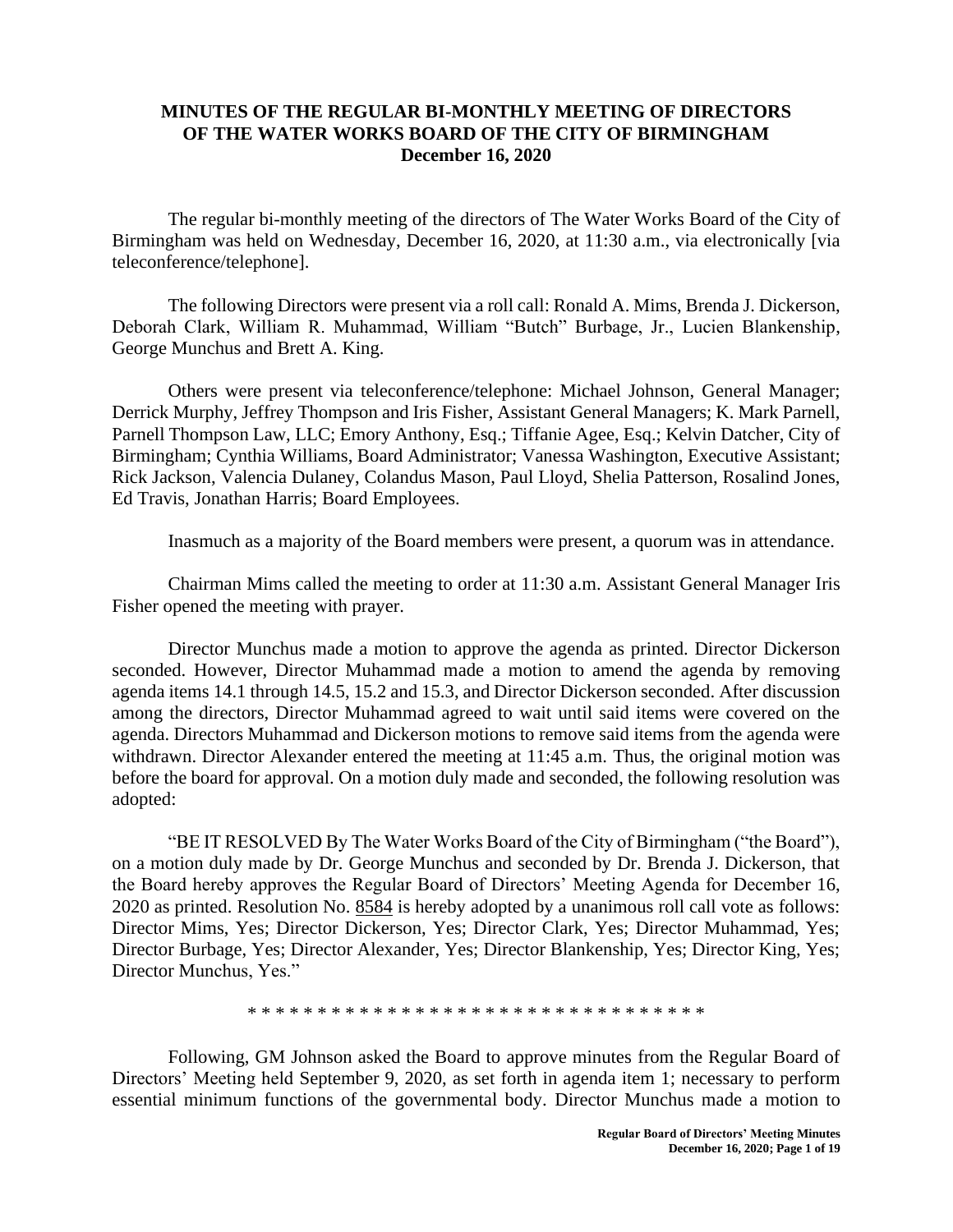# MINUTES OF THE REGULAR BI-MONTHLY MEETING OF DIRECTORS OF THE WATER WORKS BOARD OF THE CITY OF BIRMINGHAM
**December 16, 2020**

The regular bi-monthly meeting of the directors of The Water Works Board of the City of Birmingham was held on Wednesday, December 16, 2020, at 11:30 a.m., via electronically [via teleconference/telephone].

The following Directors were present via a roll call: Ronald A. Mims, Brenda J. Dickerson, Deborah Clark, William R. Muhammad, William "Butch" Burbage, Jr., Lucien Blankenship, George Munchus and Brett A. King.

Others were present via teleconference/telephone: Michael Johnson, General Manager; Derrick Murphy, Jeffrey Thompson and Iris Fisher, Assistant General Managers; K. Mark Parnell, Parnell Thompson Law, LLC; Emory Anthony, Esq.; Tiffanie Agee, Esq.; Kelvin Datcher, City of Birmingham; Cynthia Williams, Board Administrator; Vanessa Washington, Executive Assistant; Rick Jackson, Valencia Dulaney, Colandus Mason, Paul Lloyd, Shelia Patterson, Rosalind Jones, Ed Travis, Jonathan Harris; Board Employees.

Inasmuch as a majority of the Board members were present, a quorum was in attendance.

Chairman Mims called the meeting to order at 11:30 a.m. Assistant General Manager Iris Fisher opened the meeting with prayer.

Director Munchus made a motion to approve the agenda as printed. Director Dickerson seconded. However, Director Muhammad made a motion to amend the agenda by removing agenda items 14.1 through 14.5, 15.2 and 15.3, and Director Dickerson seconded. After discussion among the directors, Director Muhammad agreed to wait until said items were covered on the agenda. Directors Muhammad and Dickerson motions to remove said items from the agenda were withdrawn. Director Alexander entered the meeting at 11:45 a.m. Thus, the original motion was before the board for approval. On a motion duly made and seconded, the following resolution was adopted:

"BE IT RESOLVED By The Water Works Board of the City of Birmingham ("the Board"), on a motion duly made by Dr. George Munchus and seconded by Dr. Brenda J. Dickerson, that the Board hereby approves the Regular Board of Directors' Meeting Agenda for December 16, 2020 as printed. Resolution No. 8584 is hereby adopted by a unanimous roll call vote as follows: Director Mims, Yes; Director Dickerson, Yes; Director Clark, Yes; Director Muhammad, Yes; Director Burbage, Yes; Director Alexander, Yes; Director Blankenship, Yes; Director King, Yes; Director Munchus, Yes."

\* \* \* \* \* \* \* \* \* \* \* \* \* \* \* \* \* \* \* \* \* \* \* \* \* \* \* \* \* \* \* \* \* \*

Following, GM Johnson asked the Board to approve minutes from the Regular Board of Directors' Meeting held September 9, 2020, as set forth in agenda item 1; necessary to perform essential minimum functions of the governmental body. Director Munchus made a motion to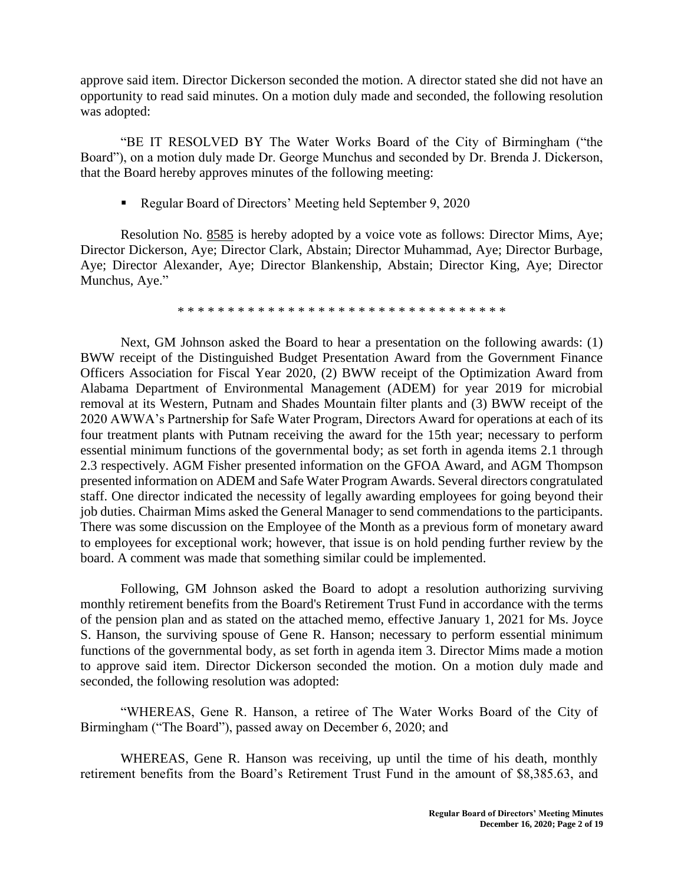approve said item. Director Dickerson seconded the motion. A director stated she did not have an opportunity to read said minutes. On a motion duly made and seconded, the following resolution was adopted:

"BE IT RESOLVED BY The Water Works Board of the City of Birmingham ("the Board"), on a motion duly made Dr. George Munchus and seconded by Dr. Brenda J. Dickerson, that the Board hereby approves minutes of the following meeting:

- Regular Board of Directors' Meeting held September 9, 2020

Resolution No. 8585 is hereby adopted by a voice vote as follows: Director Mims, Aye; Director Dickerson, Aye; Director Clark, Abstain; Director Muhammad, Aye; Director Burbage, Aye; Director Alexander, Aye; Director Blankenship, Abstain; Director King, Aye; Director Munchus, Aye."

* * * * * * * * * * * * * * * * * * * * * * * * * * * * * * * * * *

Next, GM Johnson asked the Board to hear a presentation on the following awards: (1) BWW receipt of the Distinguished Budget Presentation Award from the Government Finance Officers Association for Fiscal Year 2020, (2) BWW receipt of the Optimization Award from Alabama Department of Environmental Management (ADEM) for year 2019 for microbial removal at its Western, Putnam and Shades Mountain filter plants and (3) BWW receipt of the 2020 AWWA's Partnership for Safe Water Program, Directors Award for operations at each of its four treatment plants with Putnam receiving the award for the 15th year; necessary to perform essential minimum functions of the governmental body; as set forth in agenda items 2.1 through 2.3 respectively. AGM Fisher presented information on the GFOA Award, and AGM Thompson presented information on ADEM and Safe Water Program Awards. Several directors congratulated staff. One director indicated the necessity of legally awarding employees for going beyond their job duties. Chairman Mims asked the General Manager to send commendations to the participants. There was some discussion on the Employee of the Month as a previous form of monetary award to employees for exceptional work; however, that issue is on hold pending further review by the board. A comment was made that something similar could be implemented.

Following, GM Johnson asked the Board to adopt a resolution authorizing surviving monthly retirement benefits from the Board's Retirement Trust Fund in accordance with the terms of the pension plan and as stated on the attached memo, effective January 1, 2021 for Ms. Joyce S. Hanson, the surviving spouse of Gene R. Hanson; necessary to perform essential minimum functions of the governmental body, as set forth in agenda item 3. Director Mims made a motion to approve said item. Director Dickerson seconded the motion. On a motion duly made and seconded, the following resolution was adopted:

"WHEREAS, Gene R. Hanson, a retiree of The Water Works Board of the City of Birmingham ("The Board"), passed away on December 6, 2020; and

WHEREAS, Gene R. Hanson was receiving, up until the time of his death, monthly retirement benefits from the Board's Retirement Trust Fund in the amount of $8,385.63, and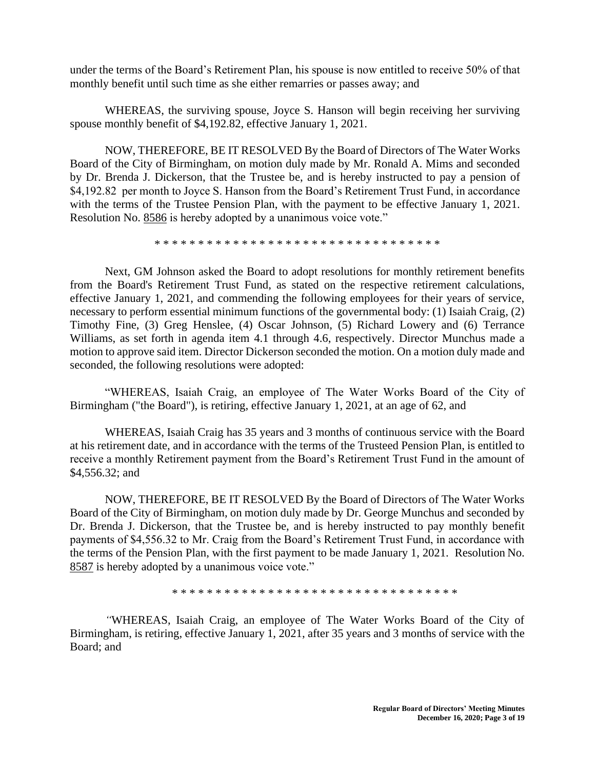under the terms of the Board's Retirement Plan, his spouse is now entitled to receive 50% of that monthly benefit until such time as she either remarries or passes away; and

WHEREAS, the surviving spouse, Joyce S. Hanson will begin receiving her surviving spouse monthly benefit of $4,192.82, effective January 1, 2021.

NOW, THEREFORE, BE IT RESOLVED By the Board of Directors of The Water Works Board of the City of Birmingham, on motion duly made by Mr. Ronald A. Mims and seconded by Dr. Brenda J. Dickerson, that the Trustee be, and is hereby instructed to pay a pension of $4,192.82 per month to Joyce S. Hanson from the Board's Retirement Trust Fund, in accordance with the terms of the Trustee Pension Plan, with the payment to be effective January 1, 2021. Resolution No. 8586 is hereby adopted by a unanimous voice vote."

\* \* \* \* \* \* \* \* \* \* \* \* \* \* \* \* \* \* \* \* \* \* \* \* \* \* \* \* \* \* \* \* \*

Next, GM Johnson asked the Board to adopt resolutions for monthly retirement benefits from the Board's Retirement Trust Fund, as stated on the respective retirement calculations, effective January 1, 2021, and commending the following employees for their years of service, necessary to perform essential minimum functions of the governmental body: (1) Isaiah Craig, (2) Timothy Fine, (3) Greg Henslee, (4) Oscar Johnson, (5) Richard Lowery and (6) Terrance Williams, as set forth in agenda item 4.1 through 4.6, respectively. Director Munchus made a motion to approve said item. Director Dickerson seconded the motion. On a motion duly made and seconded, the following resolutions were adopted:

"WHEREAS, Isaiah Craig, an employee of The Water Works Board of the City of Birmingham ("the Board"), is retiring, effective January 1, 2021, at an age of 62, and

WHEREAS, Isaiah Craig has 35 years and 3 months of continuous service with the Board at his retirement date, and in accordance with the terms of the Trusteed Pension Plan, is entitled to receive a monthly Retirement payment from the Board's Retirement Trust Fund in the amount of $4,556.32; and

NOW, THEREFORE, BE IT RESOLVED By the Board of Directors of The Water Works Board of the City of Birmingham, on motion duly made by Dr. George Munchus and seconded by Dr. Brenda J. Dickerson, that the Trustee be, and is hereby instructed to pay monthly benefit payments of $4,556.32 to Mr. Craig from the Board's Retirement Trust Fund, in accordance with the terms of the Pension Plan, with the first payment to be made January 1, 2021. Resolution No. 8587 is hereby adopted by a unanimous voice vote."

\* \* \* \* \* \* \* \* \* \* \* \* \* \* \* \* \* \* \* \* \* \* \* \* \* \* \* \* \* \* \* \* \*

"WHEREAS, Isaiah Craig, an employee of The Water Works Board of the City of Birmingham, is retiring, effective January 1, 2021, after 35 years and 3 months of service with the Board; and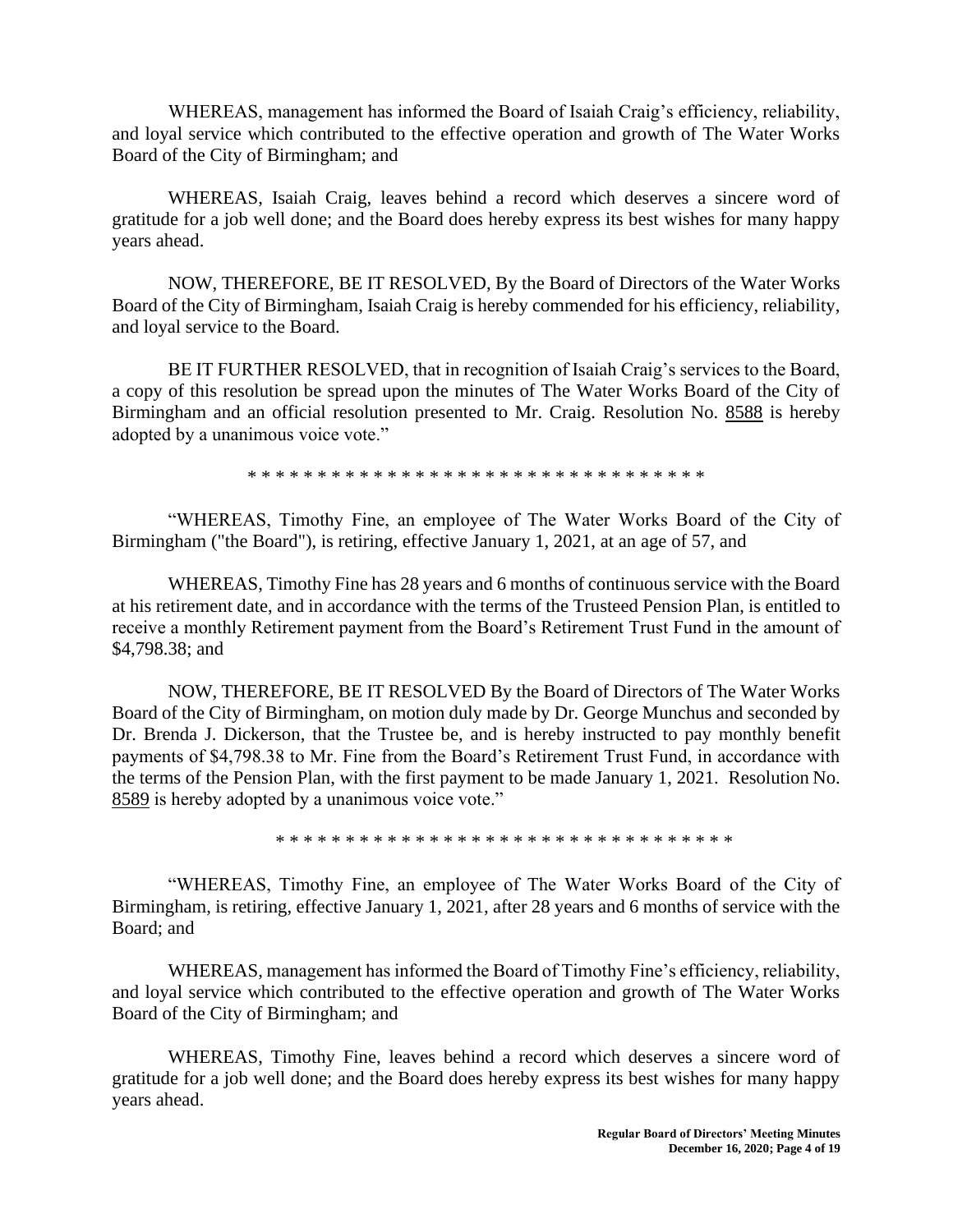WHEREAS, management has informed the Board of Isaiah Craig's efficiency, reliability, and loyal service which contributed to the effective operation and growth of The Water Works Board of the City of Birmingham; and

WHEREAS, Isaiah Craig, leaves behind a record which deserves a sincere word of gratitude for a job well done; and the Board does hereby express its best wishes for many happy years ahead.

NOW, THEREFORE, BE IT RESOLVED, By the Board of Directors of the Water Works Board of the City of Birmingham, Isaiah Craig is hereby commended for his efficiency, reliability, and loyal service to the Board.

BE IT FURTHER RESOLVED, that in recognition of Isaiah Craig's services to the Board, a copy of this resolution be spread upon the minutes of The Water Works Board of the City of Birmingham and an official resolution presented to Mr. Craig. Resolution No. 8588 is hereby adopted by a unanimous voice vote."

* * * * * * * * * * * * * * * * * * * * * * * * * * * * * * * * *

"WHEREAS, Timothy Fine, an employee of The Water Works Board of the City of Birmingham ("the Board"), is retiring, effective January 1, 2021, at an age of 57, and

WHEREAS, Timothy Fine has 28 years and 6 months of continuous service with the Board at his retirement date, and in accordance with the terms of the Trusteed Pension Plan, is entitled to receive a monthly Retirement payment from the Board's Retirement Trust Fund in the amount of $4,798.38; and

NOW, THEREFORE, BE IT RESOLVED By the Board of Directors of The Water Works Board of the City of Birmingham, on motion duly made by Dr. George Munchus and seconded by Dr. Brenda J. Dickerson, that the Trustee be, and is hereby instructed to pay monthly benefit payments of $4,798.38 to Mr. Fine from the Board's Retirement Trust Fund, in accordance with the terms of the Pension Plan, with the first payment to be made January 1, 2021. Resolution No. 8589 is hereby adopted by a unanimous voice vote."

* * * * * * * * * * * * * * * * * * * * * * * * * * * * * * * * *

"WHEREAS, Timothy Fine, an employee of The Water Works Board of the City of Birmingham, is retiring, effective January 1, 2021, after 28 years and 6 months of service with the Board; and

WHEREAS, management has informed the Board of Timothy Fine's efficiency, reliability, and loyal service which contributed to the effective operation and growth of The Water Works Board of the City of Birmingham; and

WHEREAS, Timothy Fine, leaves behind a record which deserves a sincere word of gratitude for a job well done; and the Board does hereby express its best wishes for many happy years ahead.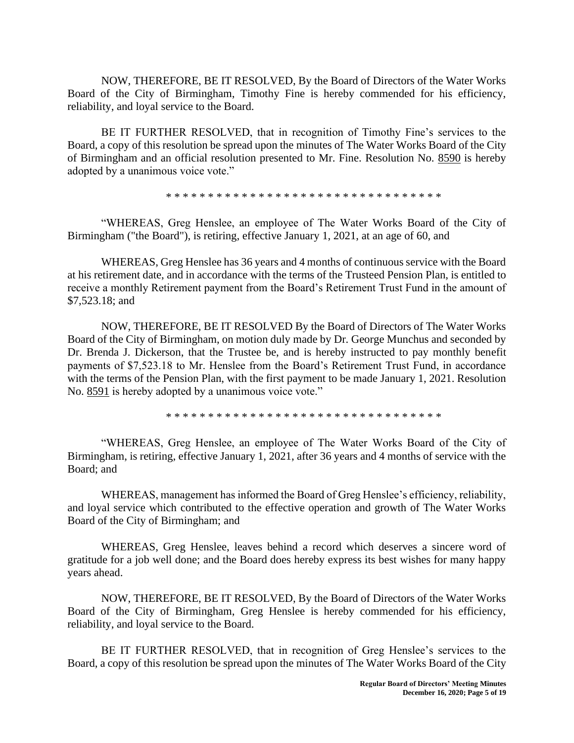NOW, THEREFORE, BE IT RESOLVED, By the Board of Directors of the Water Works Board of the City of Birmingham, Timothy Fine is hereby commended for his efficiency, reliability, and loyal service to the Board.

BE IT FURTHER RESOLVED, that in recognition of Timothy Fine's services to the Board, a copy of this resolution be spread upon the minutes of The Water Works Board of the City of Birmingham and an official resolution presented to Mr. Fine. Resolution No. 8590 is hereby adopted by a unanimous voice vote."

* * * * * * * * * * * * * * * * * * * * * * * * * * * * * * * * * *

"WHEREAS, Greg Henslee, an employee of The Water Works Board of the City of Birmingham ("the Board"), is retiring, effective January 1, 2021, at an age of 60, and

WHEREAS, Greg Henslee has 36 years and 4 months of continuous service with the Board at his retirement date, and in accordance with the terms of the Trusteed Pension Plan, is entitled to receive a monthly Retirement payment from the Board's Retirement Trust Fund in the amount of $7,523.18; and

NOW, THEREFORE, BE IT RESOLVED By the Board of Directors of The Water Works Board of the City of Birmingham, on motion duly made by Dr. George Munchus and seconded by Dr. Brenda J. Dickerson, that the Trustee be, and is hereby instructed to pay monthly benefit payments of $7,523.18 to Mr. Henslee from the Board's Retirement Trust Fund, in accordance with the terms of the Pension Plan, with the first payment to be made January 1, 2021. Resolution No. 8591 is hereby adopted by a unanimous voice vote."

* * * * * * * * * * * * * * * * * * * * * * * * * * * * * * * * * *

"WHEREAS, Greg Henslee, an employee of The Water Works Board of the City of Birmingham, is retiring, effective January 1, 2021, after 36 years and 4 months of service with the Board; and

WHEREAS, management has informed the Board of Greg Henslee's efficiency, reliability, and loyal service which contributed to the effective operation and growth of The Water Works Board of the City of Birmingham; and

WHEREAS, Greg Henslee, leaves behind a record which deserves a sincere word of gratitude for a job well done; and the Board does hereby express its best wishes for many happy years ahead.

NOW, THEREFORE, BE IT RESOLVED, By the Board of Directors of the Water Works Board of the City of Birmingham, Greg Henslee is hereby commended for his efficiency, reliability, and loyal service to the Board.

BE IT FURTHER RESOLVED, that in recognition of Greg Henslee's services to the Board, a copy of this resolution be spread upon the minutes of The Water Works Board of the City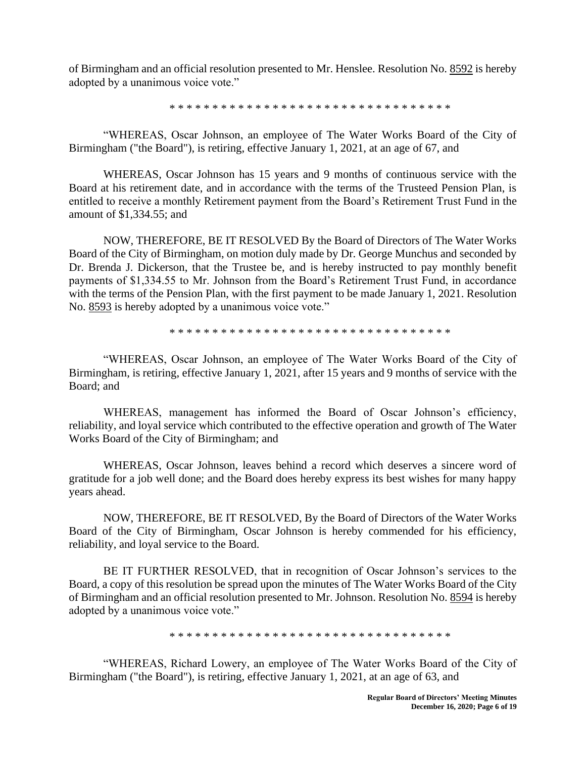of Birmingham and an official resolution presented to Mr. Henslee. Resolution No. 8592 is hereby adopted by a unanimous voice vote."

* * * * * * * * * * * * * * * * * * * * * * * * * * * * * * * * *

"WHEREAS, Oscar Johnson, an employee of The Water Works Board of the City of Birmingham ("the Board"), is retiring, effective January 1, 2021, at an age of 67, and

WHEREAS, Oscar Johnson has 15 years and 9 months of continuous service with the Board at his retirement date, and in accordance with the terms of the Trusteed Pension Plan, is entitled to receive a monthly Retirement payment from the Board's Retirement Trust Fund in the amount of $1,334.55; and

NOW, THEREFORE, BE IT RESOLVED By the Board of Directors of The Water Works Board of the City of Birmingham, on motion duly made by Dr. George Munchus and seconded by Dr. Brenda J. Dickerson, that the Trustee be, and is hereby instructed to pay monthly benefit payments of $1,334.55 to Mr. Johnson from the Board's Retirement Trust Fund, in accordance with the terms of the Pension Plan, with the first payment to be made January 1, 2021. Resolution No. 8593 is hereby adopted by a unanimous voice vote."

* * * * * * * * * * * * * * * * * * * * * * * * * * * * * * * * *

"WHEREAS, Oscar Johnson, an employee of The Water Works Board of the City of Birmingham, is retiring, effective January 1, 2021, after 15 years and 9 months of service with the Board; and

WHEREAS, management has informed the Board of Oscar Johnson's efficiency, reliability, and loyal service which contributed to the effective operation and growth of The Water Works Board of the City of Birmingham; and

WHEREAS, Oscar Johnson, leaves behind a record which deserves a sincere word of gratitude for a job well done; and the Board does hereby express its best wishes for many happy years ahead.

NOW, THEREFORE, BE IT RESOLVED, By the Board of Directors of the Water Works Board of the City of Birmingham, Oscar Johnson is hereby commended for his efficiency, reliability, and loyal service to the Board.

BE IT FURTHER RESOLVED, that in recognition of Oscar Johnson's services to the Board, a copy of this resolution be spread upon the minutes of The Water Works Board of the City of Birmingham and an official resolution presented to Mr. Johnson. Resolution No. 8594 is hereby adopted by a unanimous voice vote."

* * * * * * * * * * * * * * * * * * * * * * * * * * * * * * * * *

"WHEREAS, Richard Lowery, an employee of The Water Works Board of the City of Birmingham ("the Board"), is retiring, effective January 1, 2021, at an age of 63, and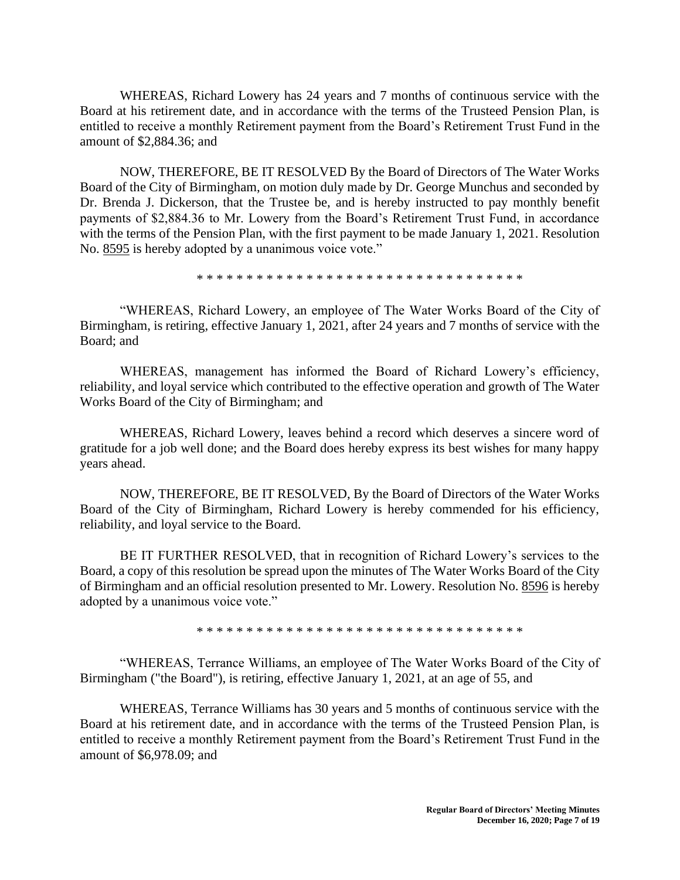WHEREAS, Richard Lowery has 24 years and 7 months of continuous service with the Board at his retirement date, and in accordance with the terms of the Trusteed Pension Plan, is entitled to receive a monthly Retirement payment from the Board's Retirement Trust Fund in the amount of $2,884.36; and

NOW, THEREFORE, BE IT RESOLVED By the Board of Directors of The Water Works Board of the City of Birmingham, on motion duly made by Dr. George Munchus and seconded by Dr. Brenda J. Dickerson, that the Trustee be, and is hereby instructed to pay monthly benefit payments of $2,884.36 to Mr. Lowery from the Board's Retirement Trust Fund, in accordance with the terms of the Pension Plan, with the first payment to be made January 1, 2021. Resolution No. 8595 is hereby adopted by a unanimous voice vote."

* * * * * * * * * * * * * * * * * * * * * * * * * * * * * * * * * *

"WHEREAS, Richard Lowery, an employee of The Water Works Board of the City of Birmingham, is retiring, effective January 1, 2021, after 24 years and 7 months of service with the Board; and

WHEREAS, management has informed the Board of Richard Lowery's efficiency, reliability, and loyal service which contributed to the effective operation and growth of The Water Works Board of the City of Birmingham; and

WHEREAS, Richard Lowery, leaves behind a record which deserves a sincere word of gratitude for a job well done; and the Board does hereby express its best wishes for many happy years ahead.

NOW, THEREFORE, BE IT RESOLVED, By the Board of Directors of the Water Works Board of the City of Birmingham, Richard Lowery is hereby commended for his efficiency, reliability, and loyal service to the Board.

BE IT FURTHER RESOLVED, that in recognition of Richard Lowery's services to the Board, a copy of this resolution be spread upon the minutes of The Water Works Board of the City of Birmingham and an official resolution presented to Mr. Lowery. Resolution No. 8596 is hereby adopted by a unanimous voice vote."

* * * * * * * * * * * * * * * * * * * * * * * * * * * * * * * * * *

"WHEREAS, Terrance Williams, an employee of The Water Works Board of the City of Birmingham ("the Board"), is retiring, effective January 1, 2021, at an age of 55, and

WHEREAS, Terrance Williams has 30 years and 5 months of continuous service with the Board at his retirement date, and in accordance with the terms of the Trusteed Pension Plan, is entitled to receive a monthly Retirement payment from the Board's Retirement Trust Fund in the amount of $6,978.09; and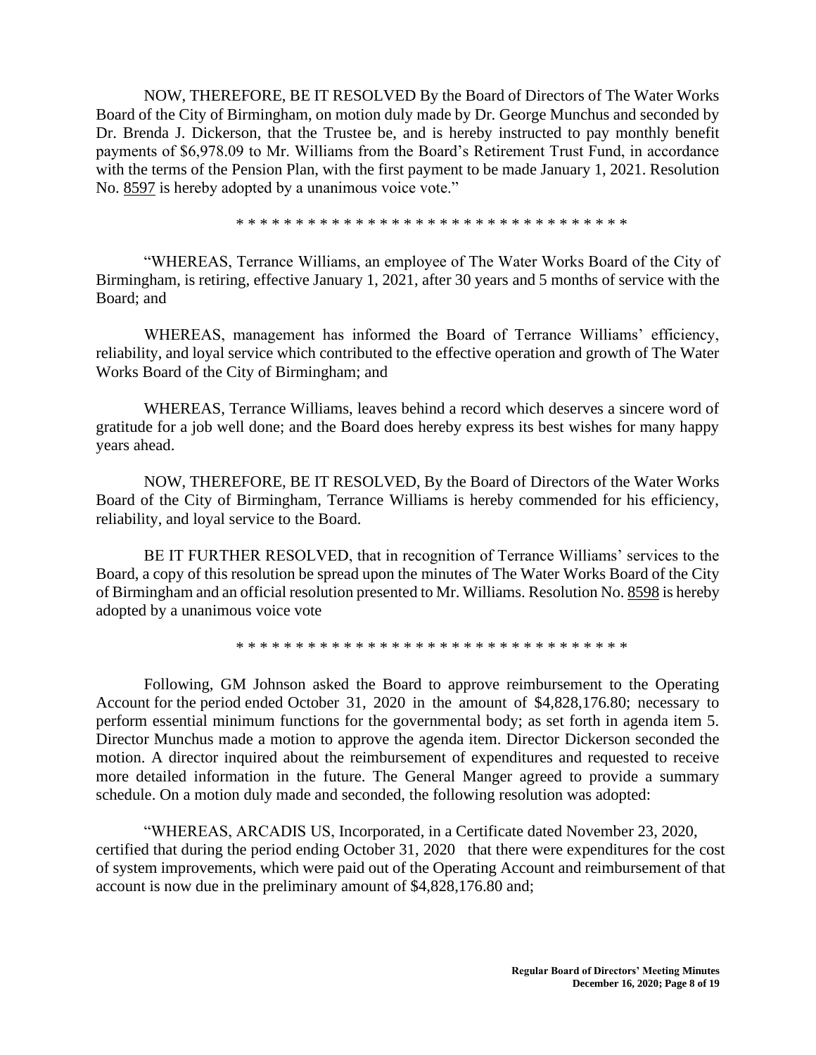NOW, THEREFORE, BE IT RESOLVED By the Board of Directors of The Water Works Board of the City of Birmingham, on motion duly made by Dr. George Munchus and seconded by Dr. Brenda J. Dickerson, that the Trustee be, and is hereby instructed to pay monthly benefit payments of $6,978.09 to Mr. Williams from the Board's Retirement Trust Fund, in accordance with the terms of the Pension Plan, with the first payment to be made January 1, 2021. Resolution No. 8597 is hereby adopted by a unanimous voice vote."

* * * * * * * * * * * * * * * * * * * * * * * * * * * * * * * * * *

"WHEREAS, Terrance Williams, an employee of The Water Works Board of the City of Birmingham, is retiring, effective January 1, 2021, after 30 years and 5 months of service with the Board; and

WHEREAS, management has informed the Board of Terrance Williams' efficiency, reliability, and loyal service which contributed to the effective operation and growth of The Water Works Board of the City of Birmingham; and

WHEREAS, Terrance Williams, leaves behind a record which deserves a sincere word of gratitude for a job well done; and the Board does hereby express its best wishes for many happy years ahead.

NOW, THEREFORE, BE IT RESOLVED, By the Board of Directors of the Water Works Board of the City of Birmingham, Terrance Williams is hereby commended for his efficiency, reliability, and loyal service to the Board.

BE IT FURTHER RESOLVED, that in recognition of Terrance Williams' services to the Board, a copy of this resolution be spread upon the minutes of The Water Works Board of the City of Birmingham and an official resolution presented to Mr. Williams. Resolution No. 8598 is hereby adopted by a unanimous voice vote

* * * * * * * * * * * * * * * * * * * * * * * * * * * * * * * * * *

Following, GM Johnson asked the Board to approve reimbursement to the Operating Account for the period ended October 31, 2020 in the amount of $4,828,176.80; necessary to perform essential minimum functions for the governmental body; as set forth in agenda item 5. Director Munchus made a motion to approve the agenda item. Director Dickerson seconded the motion. A director inquired about the reimbursement of expenditures and requested to receive more detailed information in the future. The General Manger agreed to provide a summary schedule. On a motion duly made and seconded, the following resolution was adopted:

"WHEREAS, ARCADIS US, Incorporated, in a Certificate dated November 23, 2020, certified that during the period ending October 31, 2020 that there were expenditures for the cost of system improvements, which were paid out of the Operating Account and reimbursement of that account is now due in the preliminary amount of $4,828,176.80 and;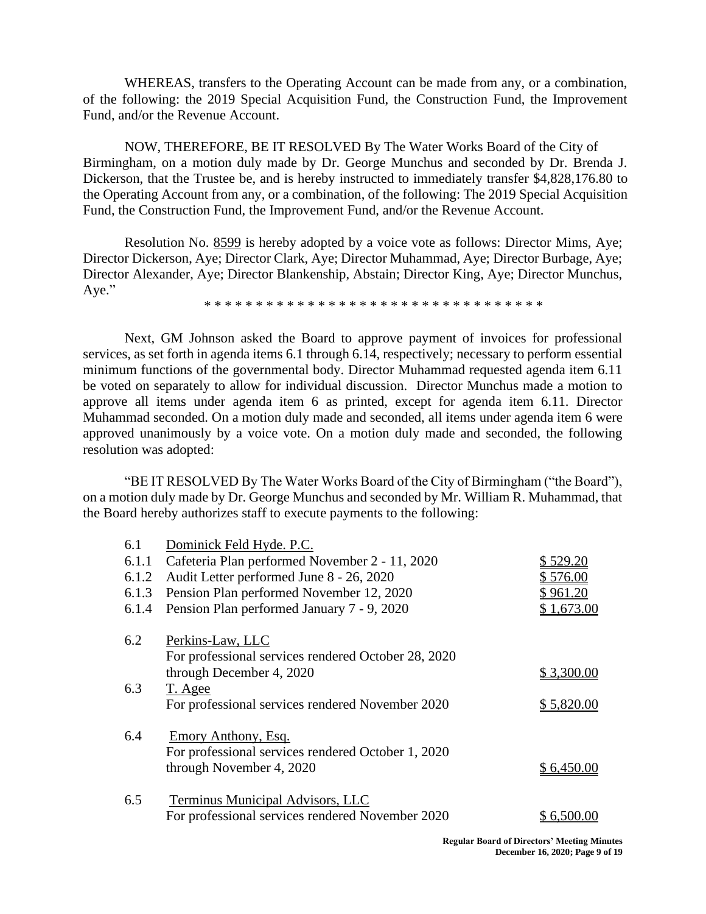WHEREAS, transfers to the Operating Account can be made from any, or a combination, of the following: the 2019 Special Acquisition Fund, the Construction Fund, the Improvement Fund, and/or the Revenue Account.

NOW, THEREFORE, BE IT RESOLVED By The Water Works Board of the City of Birmingham, on a motion duly made by Dr. George Munchus and seconded by Dr. Brenda J. Dickerson, that the Trustee be, and is hereby instructed to immediately transfer $4,828,176.80 to the Operating Account from any, or a combination, of the following: The 2019 Special Acquisition Fund, the Construction Fund, the Improvement Fund, and/or the Revenue Account.

Resolution No. 8599 is hereby adopted by a voice vote as follows: Director Mims, Aye; Director Dickerson, Aye; Director Clark, Aye; Director Muhammad, Aye; Director Burbage, Aye; Director Alexander, Aye; Director Blankenship, Abstain; Director King, Aye; Director Munchus, Aye."

* * * * * * * * * * * * * * * * * * * * * * * * * * * * * * * * * *

Next, GM Johnson asked the Board to approve payment of invoices for professional services, as set forth in agenda items 6.1 through 6.14, respectively; necessary to perform essential minimum functions of the governmental body. Director Muhammad requested agenda item 6.11 be voted on separately to allow for individual discussion. Director Munchus made a motion to approve all items under agenda item 6 as printed, except for agenda item 6.11. Director Muhammad seconded. On a motion duly made and seconded, all items under agenda item 6 were approved unanimously by a voice vote. On a motion duly made and seconded, the following resolution was adopted:

"BE IT RESOLVED By The Water Works Board of the City of Birmingham ("the Board"), on a motion duly made by Dr. George Munchus and seconded by Mr. William R. Muhammad, that the Board hereby authorizes staff to execute payments to the following:

| | | |
|---|---|---|
| 6.1 | Dominick Feld Hyde. P.C. | |
| 6.1.1 | Cafeteria Plan performed November 2 - 11, 2020 | $ 529.20 |
| 6.1.2 | Audit Letter performed June 8 - 26, 2020 | $ 576.00 |
| 6.1.3 | Pension Plan performed November 12, 2020 | $ 961.20 |
| 6.1.4 | Pension Plan performed January 7 - 9, 2020 | $ 1,673.00 |
| 6.2 | Perkins-Law, LLC<br>For professional services rendered October 28, 2020 through December 4, 2020 | $ 3,300.00 |
| 6.3 | T. Agee<br>For professional services rendered November 2020 | $ 5,820.00 |
| 6.4 | Emory Anthony, Esq.<br>For professional services rendered October 1, 2020 through November 4, 2020 | $ 6,450.00 |
| 6.5 | Terminus Municipal Advisors, LLC<br>For professional services rendered November 2020 | $ 6,500.00 |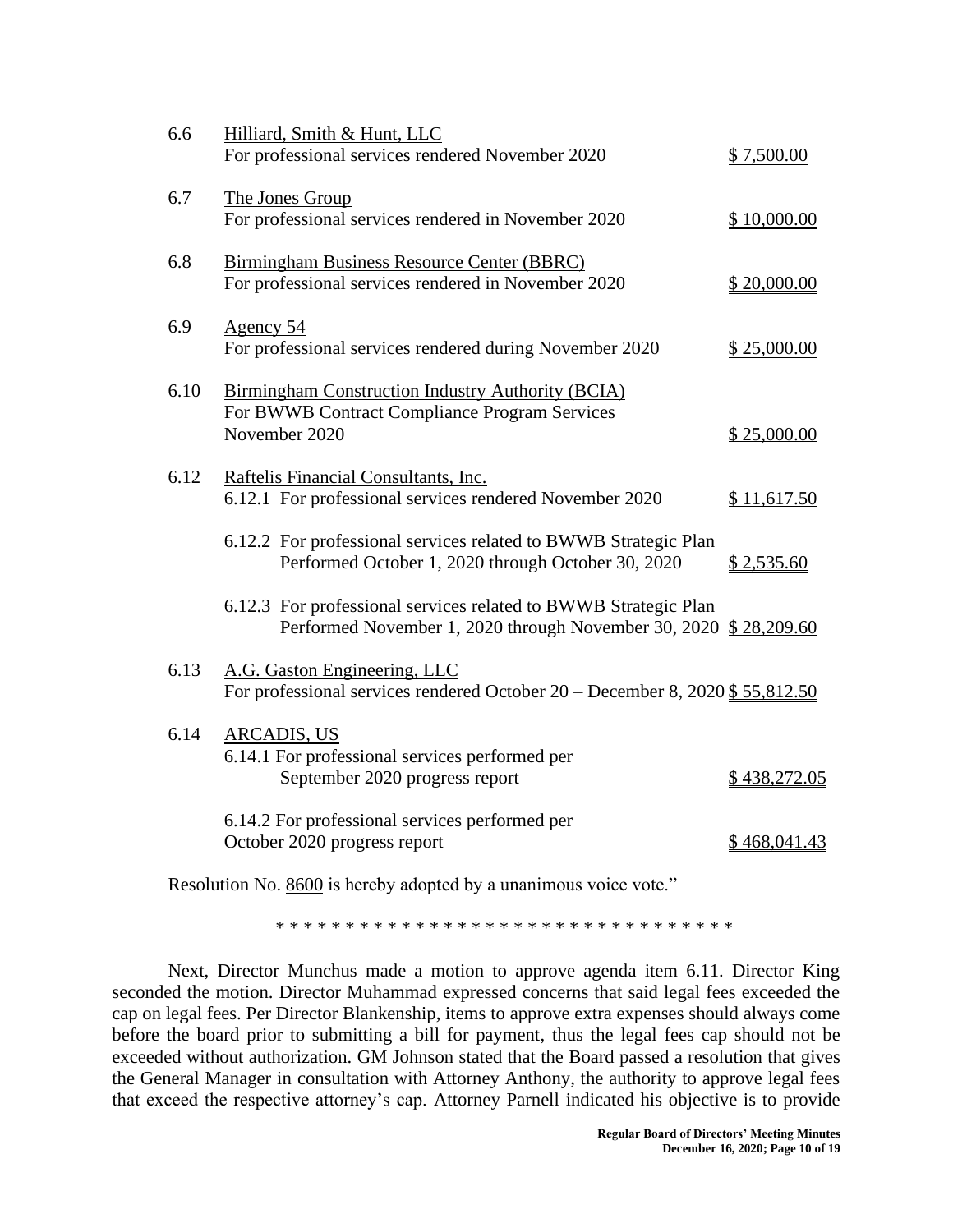6.6 Hilliard, Smith & Hunt, LLC
For professional services rendered November 2020 — $ 7,500.00

6.7 The Jones Group
For professional services rendered in November 2020 — $ 10,000.00

6.8 Birmingham Business Resource Center (BBRC)
For professional services rendered in November 2020 — $ 20,000.00

6.9 Agency 54
For professional services rendered during November 2020 — $ 25,000.00

6.10 Birmingham Construction Industry Authority (BCIA)
For BWWB Contract Compliance Program Services
November 2020 — $ 25,000.00

6.12 Raftelis Financial Consultants, Inc.
6.12.1 For professional services rendered November 2020 — $ 11,617.50

6.12.2 For professional services related to BWWB Strategic Plan
Performed October 1, 2020 through October 30, 2020 — $ 2,535.60

6.12.3 For professional services related to BWWB Strategic Plan
Performed November 1, 2020 through November 30, 2020 — $ 28,209.60

6.13 A.G. Gaston Engineering, LLC
For professional services rendered October 20 – December 8, 2020 — $ 55,812.50

6.14 ARCADIS, US
6.14.1 For professional services performed per
September 2020 progress report — $ 438,272.05

6.14.2 For professional services performed per
October 2020 progress report — $ 468,041.43

Resolution No. 8600 is hereby adopted by a unanimous voice vote."

\* \* \* \* \* \* \* \* \* \* \* \* \* \* \* \* \* \* \* \* \* \* \* \* \* \* \* \* \* \* \* \* \* \*

Next, Director Munchus made a motion to approve agenda item 6.11. Director King seconded the motion. Director Muhammad expressed concerns that said legal fees exceeded the cap on legal fees. Per Director Blankenship, items to approve extra expenses should always come before the board prior to submitting a bill for payment, thus the legal fees cap should not be exceeded without authorization. GM Johnson stated that the Board passed a resolution that gives the General Manager in consultation with Attorney Anthony, the authority to approve legal fees that exceed the respective attorney's cap. Attorney Parnell indicated his objective is to provide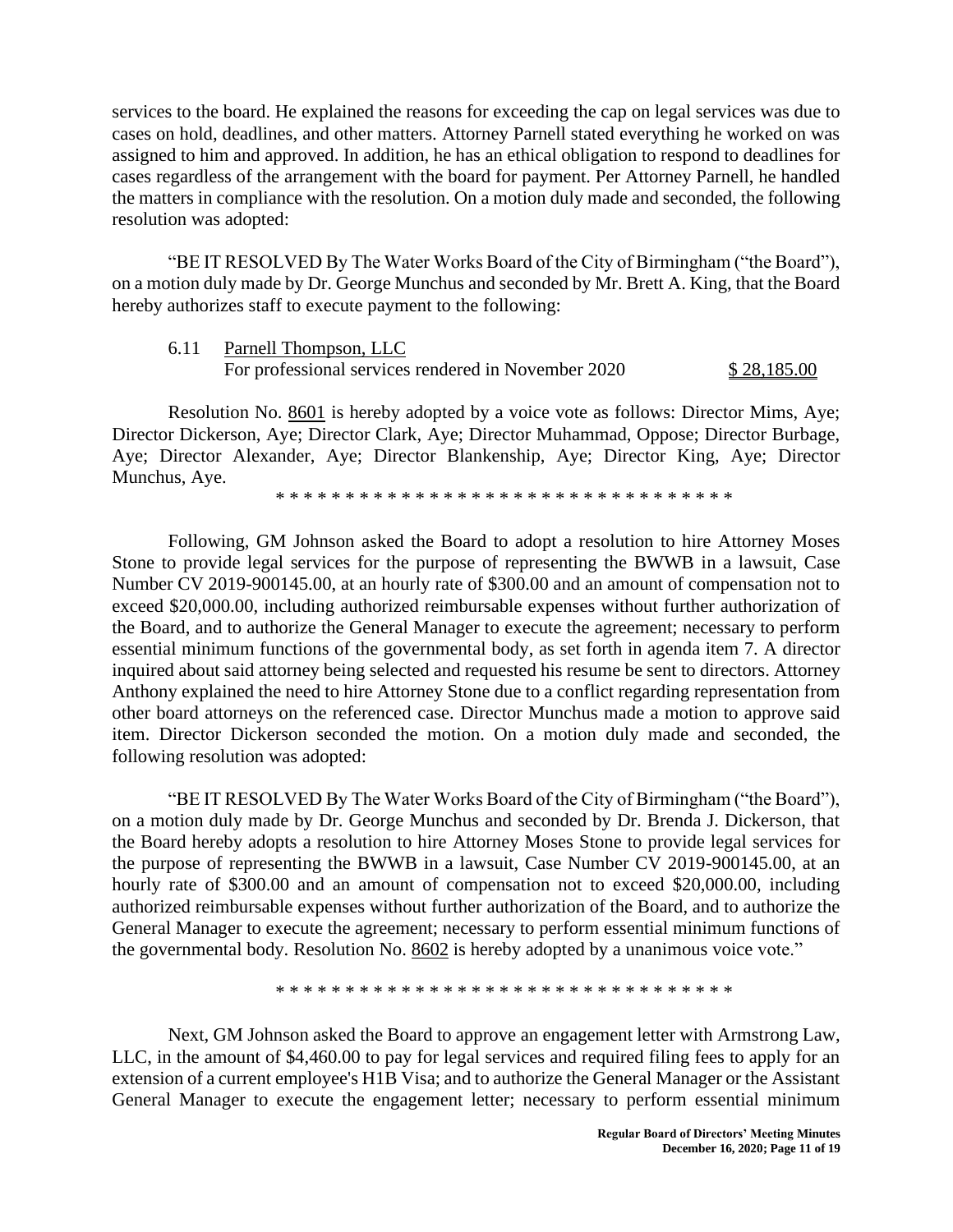services to the board. He explained the reasons for exceeding the cap on legal services was due to cases on hold, deadlines, and other matters. Attorney Parnell stated everything he worked on was assigned to him and approved. In addition, he has an ethical obligation to respond to deadlines for cases regardless of the arrangement with the board for payment. Per Attorney Parnell, he handled the matters in compliance with the resolution. On a motion duly made and seconded, the following resolution was adopted:

"BE IT RESOLVED By The Water Works Board of the City of Birmingham ("the Board"), on a motion duly made by Dr. George Munchus and seconded by Mr. Brett A. King, that the Board hereby authorizes staff to execute payment to the following:

6.11 Parnell Thompson, LLC
For professional services rendered in November 2020 $ 28,185.00

Resolution No. 8601 is hereby adopted by a voice vote as follows: Director Mims, Aye; Director Dickerson, Aye; Director Clark, Aye; Director Muhammad, Oppose; Director Burbage, Aye; Director Alexander, Aye; Director Blankenship, Aye; Director King, Aye; Director Munchus, Aye.

* * * * * * * * * * * * * * * * * * * * * * * * * * * * * * * * *

Following, GM Johnson asked the Board to adopt a resolution to hire Attorney Moses Stone to provide legal services for the purpose of representing the BWWB in a lawsuit, Case Number CV 2019-900145.00, at an hourly rate of $300.00 and an amount of compensation not to exceed $20,000.00, including authorized reimbursable expenses without further authorization of the Board, and to authorize the General Manager to execute the agreement; necessary to perform essential minimum functions of the governmental body, as set forth in agenda item 7. A director inquired about said attorney being selected and requested his resume be sent to directors. Attorney Anthony explained the need to hire Attorney Stone due to a conflict regarding representation from other board attorneys on the referenced case. Director Munchus made a motion to approve said item. Director Dickerson seconded the motion. On a motion duly made and seconded, the following resolution was adopted:

"BE IT RESOLVED By The Water Works Board of the City of Birmingham ("the Board"), on a motion duly made by Dr. George Munchus and seconded by Dr. Brenda J. Dickerson, that the Board hereby adopts a resolution to hire Attorney Moses Stone to provide legal services for the purpose of representing the BWWB in a lawsuit, Case Number CV 2019-900145.00, at an hourly rate of $300.00 and an amount of compensation not to exceed $20,000.00, including authorized reimbursable expenses without further authorization of the Board, and to authorize the General Manager to execute the agreement; necessary to perform essential minimum functions of the governmental body. Resolution No. 8602 is hereby adopted by a unanimous voice vote."

* * * * * * * * * * * * * * * * * * * * * * * * * * * * * * * * *

Next, GM Johnson asked the Board to approve an engagement letter with Armstrong Law, LLC, in the amount of $4,460.00 to pay for legal services and required filing fees to apply for an extension of a current employee's H1B Visa; and to authorize the General Manager or the Assistant General Manager to execute the engagement letter; necessary to perform essential minimum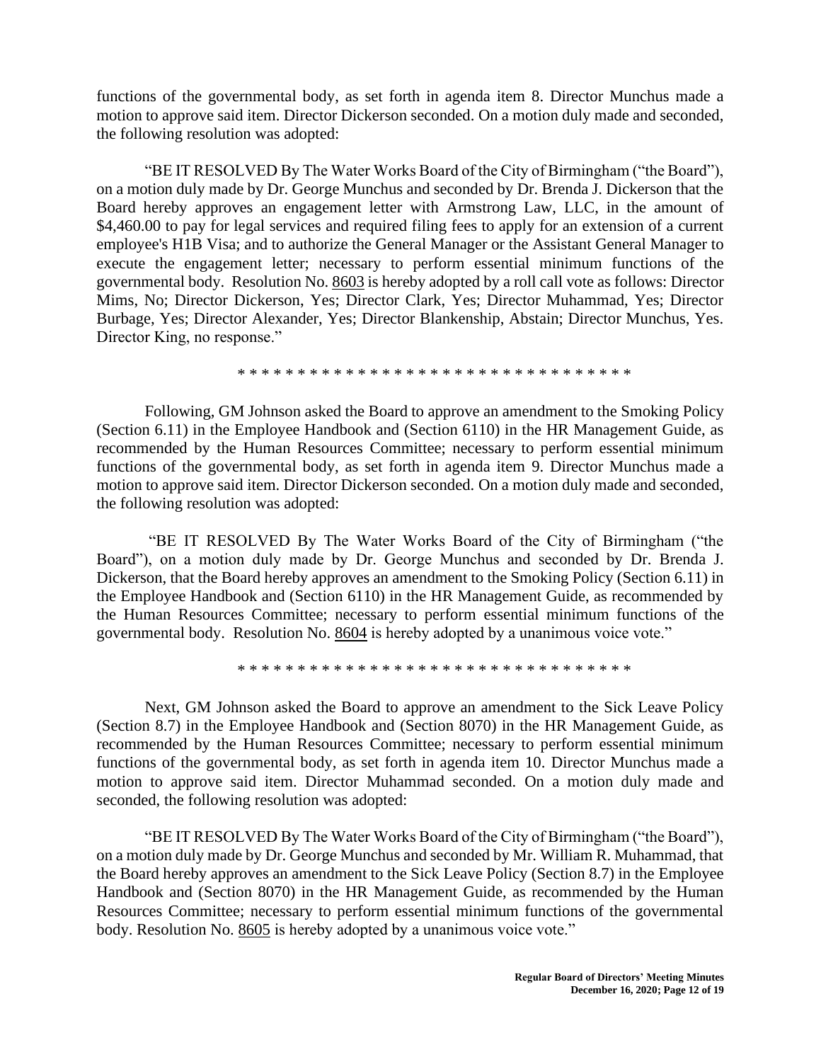functions of the governmental body, as set forth in agenda item 8. Director Munchus made a motion to approve said item. Director Dickerson seconded. On a motion duly made and seconded, the following resolution was adopted:

"BE IT RESOLVED By The Water Works Board of the City of Birmingham ("the Board"), on a motion duly made by Dr. George Munchus and seconded by Dr. Brenda J. Dickerson that the Board hereby approves an engagement letter with Armstrong Law, LLC, in the amount of $4,460.00 to pay for legal services and required filing fees to apply for an extension of a current employee's H1B Visa; and to authorize the General Manager or the Assistant General Manager to execute the engagement letter; necessary to perform essential minimum functions of the governmental body. Resolution No. 8603 is hereby adopted by a roll call vote as follows: Director Mims, No; Director Dickerson, Yes; Director Clark, Yes; Director Muhammad, Yes; Director Burbage, Yes; Director Alexander, Yes; Director Blankenship, Abstain; Director Munchus, Yes. Director King, no response."

* * * * * * * * * * * * * * * * * * * * * * * * * * * * * * * * * *

Following, GM Johnson asked the Board to approve an amendment to the Smoking Policy (Section 6.11) in the Employee Handbook and (Section 6110) in the HR Management Guide, as recommended by the Human Resources Committee; necessary to perform essential minimum functions of the governmental body, as set forth in agenda item 9. Director Munchus made a motion to approve said item. Director Dickerson seconded. On a motion duly made and seconded, the following resolution was adopted:

"BE IT RESOLVED By The Water Works Board of the City of Birmingham ("the Board"), on a motion duly made by Dr. George Munchus and seconded by Dr. Brenda J. Dickerson, that the Board hereby approves an amendment to the Smoking Policy (Section 6.11) in the Employee Handbook and (Section 6110) in the HR Management Guide, as recommended by the Human Resources Committee; necessary to perform essential minimum functions of the governmental body. Resolution No. 8604 is hereby adopted by a unanimous voice vote."

* * * * * * * * * * * * * * * * * * * * * * * * * * * * * * * * * *

Next, GM Johnson asked the Board to approve an amendment to the Sick Leave Policy (Section 8.7) in the Employee Handbook and (Section 8070) in the HR Management Guide, as recommended by the Human Resources Committee; necessary to perform essential minimum functions of the governmental body, as set forth in agenda item 10. Director Munchus made a motion to approve said item. Director Muhammad seconded. On a motion duly made and seconded, the following resolution was adopted:

"BE IT RESOLVED By The Water Works Board of the City of Birmingham ("the Board"), on a motion duly made by Dr. George Munchus and seconded by Mr. William R. Muhammad, that the Board hereby approves an amendment to the Sick Leave Policy (Section 8.7) in the Employee Handbook and (Section 8070) in the HR Management Guide, as recommended by the Human Resources Committee; necessary to perform essential minimum functions of the governmental body. Resolution No. 8605 is hereby adopted by a unanimous voice vote."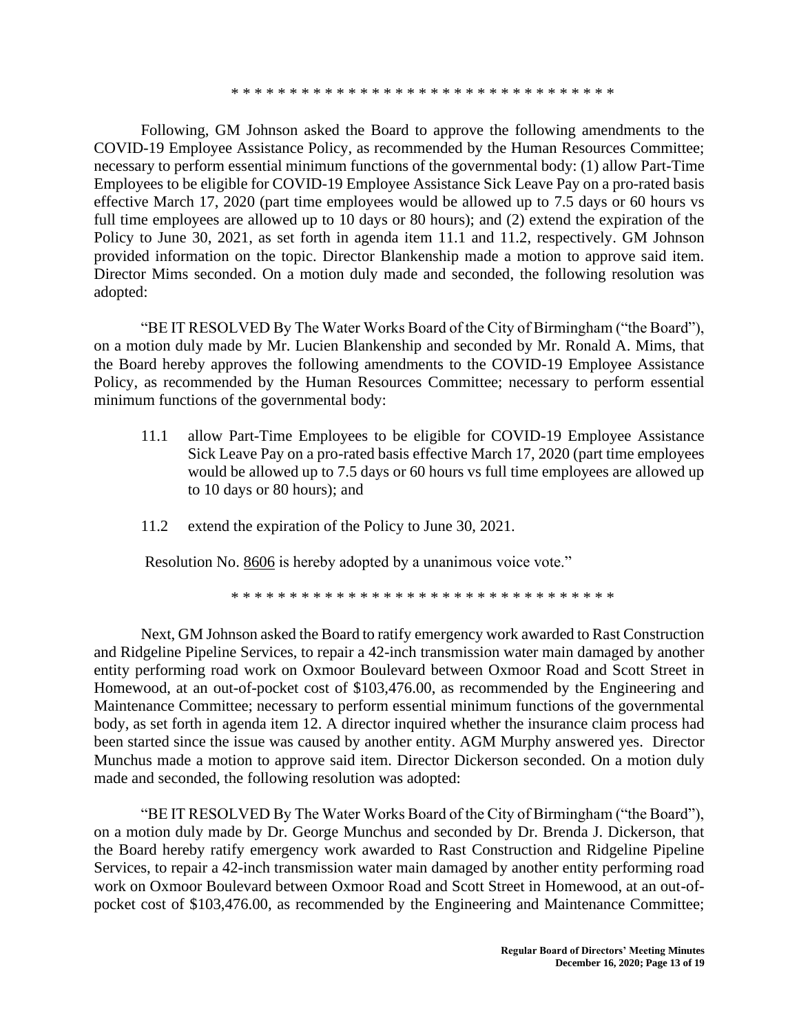\* \* \* \* \* \* \* \* \* \* \* \* \* \* \* \* \* \* \* \* \* \* \* \* \* \* \* \* \* \* \* \* \* \*

Following, GM Johnson asked the Board to approve the following amendments to the COVID-19 Employee Assistance Policy, as recommended by the Human Resources Committee; necessary to perform essential minimum functions of the governmental body: (1) allow Part-Time Employees to be eligible for COVID-19 Employee Assistance Sick Leave Pay on a pro-rated basis effective March 17, 2020 (part time employees would be allowed up to 7.5 days or 60 hours vs full time employees are allowed up to 10 days or 80 hours); and (2) extend the expiration of the Policy to June 30, 2021, as set forth in agenda item 11.1 and 11.2, respectively. GM Johnson provided information on the topic. Director Blankenship made a motion to approve said item. Director Mims seconded. On a motion duly made and seconded, the following resolution was adopted:

"BE IT RESOLVED By The Water Works Board of the City of Birmingham ("the Board"), on a motion duly made by Mr. Lucien Blankenship and seconded by Mr. Ronald A. Mims, that the Board hereby approves the following amendments to the COVID-19 Employee Assistance Policy, as recommended by the Human Resources Committee; necessary to perform essential minimum functions of the governmental body:

11.1 allow Part-Time Employees to be eligible for COVID-19 Employee Assistance Sick Leave Pay on a pro-rated basis effective March 17, 2020 (part time employees would be allowed up to 7.5 days or 60 hours vs full time employees are allowed up to 10 days or 80 hours); and

11.2 extend the expiration of the Policy to June 30, 2021.

Resolution No. 8606 is hereby adopted by a unanimous voice vote."

\* \* \* \* \* \* \* \* \* \* \* \* \* \* \* \* \* \* \* \* \* \* \* \* \* \* \* \* \* \* \* \* \* \*

Next, GM Johnson asked the Board to ratify emergency work awarded to Rast Construction and Ridgeline Pipeline Services, to repair a 42-inch transmission water main damaged by another entity performing road work on Oxmoor Boulevard between Oxmoor Road and Scott Street in Homewood, at an out-of-pocket cost of $103,476.00, as recommended by the Engineering and Maintenance Committee; necessary to perform essential minimum functions of the governmental body, as set forth in agenda item 12. A director inquired whether the insurance claim process had been started since the issue was caused by another entity. AGM Murphy answered yes. Director Munchus made a motion to approve said item. Director Dickerson seconded. On a motion duly made and seconded, the following resolution was adopted:

"BE IT RESOLVED By The Water Works Board of the City of Birmingham ("the Board"), on a motion duly made by Dr. George Munchus and seconded by Dr. Brenda J. Dickerson, that the Board hereby ratify emergency work awarded to Rast Construction and Ridgeline Pipeline Services, to repair a 42-inch transmission water main damaged by another entity performing road work on Oxmoor Boulevard between Oxmoor Road and Scott Street in Homewood, at an out-of-pocket cost of $103,476.00, as recommended by the Engineering and Maintenance Committee;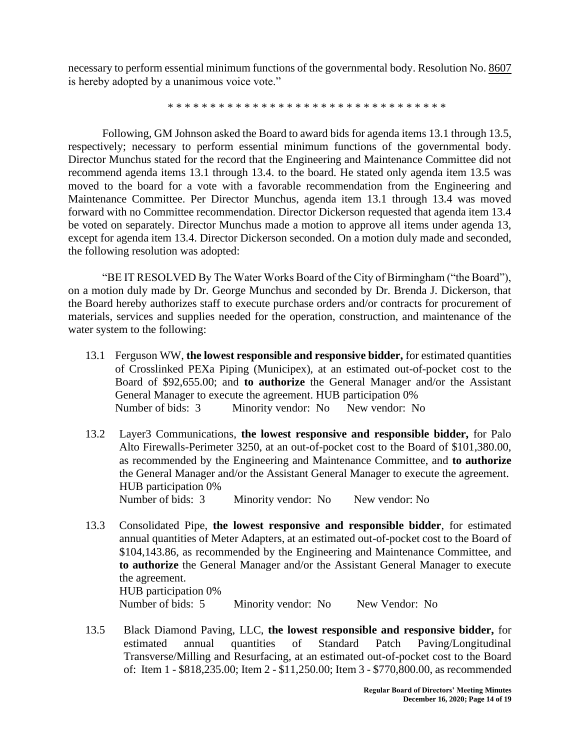necessary to perform essential minimum functions of the governmental body. Resolution No. 8607 is hereby adopted by a unanimous voice vote."

\* \* \* \* \* \* \* \* \* \* \* \* \* \* \* \* \* \* \* \* \* \* \* \* \* \* \* \* \* \* \* \* \* \*

Following, GM Johnson asked the Board to award bids for agenda items 13.1 through 13.5, respectively; necessary to perform essential minimum functions of the governmental body. Director Munchus stated for the record that the Engineering and Maintenance Committee did not recommend agenda items 13.1 through 13.4. to the board. He stated only agenda item 13.5 was moved to the board for a vote with a favorable recommendation from the Engineering and Maintenance Committee. Per Director Munchus, agenda item 13.1 through 13.4 was moved forward with no Committee recommendation. Director Dickerson requested that agenda item 13.4 be voted on separately. Director Munchus made a motion to approve all items under agenda 13, except for agenda item 13.4. Director Dickerson seconded. On a motion duly made and seconded, the following resolution was adopted:

"BE IT RESOLVED By The Water Works Board of the City of Birmingham ("the Board"), on a motion duly made by Dr. George Munchus and seconded by Dr. Brenda J. Dickerson, that the Board hereby authorizes staff to execute purchase orders and/or contracts for procurement of materials, services and supplies needed for the operation, construction, and maintenance of the water system to the following:

13.1 Ferguson WW, **the lowest responsible and responsive bidder,** for estimated quantities of Crosslinked PEXa Piping (Municipex), at an estimated out-of-pocket cost to the Board of $92,655.00; and **to authorize** the General Manager and/or the Assistant General Manager to execute the agreement. HUB participation 0%
Number of bids: 3 Minority vendor: No New vendor: No

13.2 Layer3 Communications, **the lowest responsive and responsible bidder,** for Palo Alto Firewalls-Perimeter 3250, at an out-of-pocket cost to the Board of $101,380.00, as recommended by the Engineering and Maintenance Committee, and **to authorize** the General Manager and/or the Assistant General Manager to execute the agreement. HUB participation 0%
Number of bids: 3 Minority vendor: No New vendor: No

13.3 Consolidated Pipe, **the lowest responsive and responsible bidder**, for estimated annual quantities of Meter Adapters, at an estimated out-of-pocket cost to the Board of $104,143.86, as recommended by the Engineering and Maintenance Committee, and **to authorize** the General Manager and/or the Assistant General Manager to execute the agreement.
HUB participation 0%
Number of bids: 5 Minority vendor: No New Vendor: No

13.5 Black Diamond Paving, LLC, **the lowest responsible and responsive bidder,** for estimated annual quantities of Standard Patch Paving/Longitudinal Transverse/Milling and Resurfacing, at an estimated out-of-pocket cost to the Board of: Item 1 - $818,235.00; Item 2 - $11,250.00; Item 3 - $770,800.00, as recommended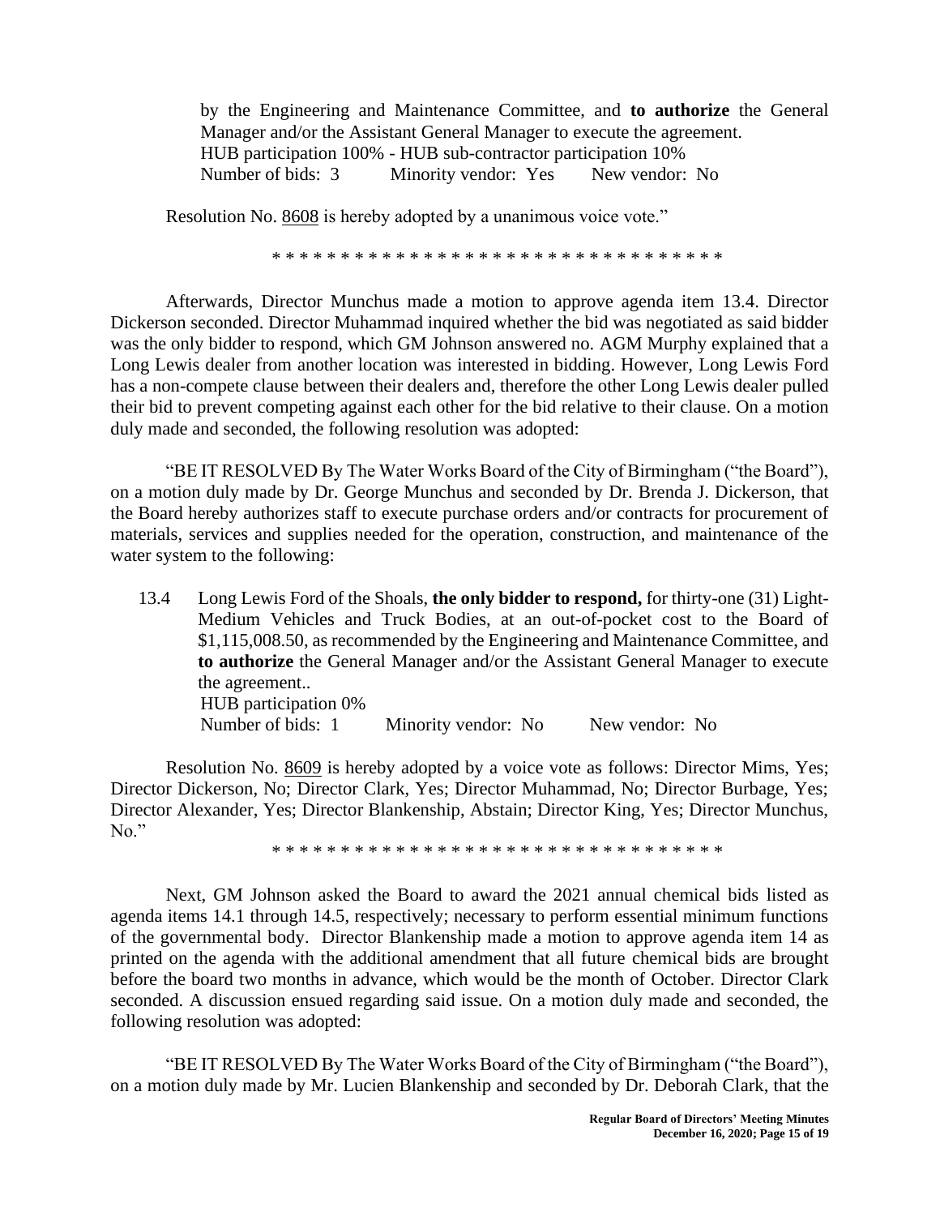by the Engineering and Maintenance Committee, and **to authorize** the General Manager and/or the Assistant General Manager to execute the agreement.
HUB participation 100% - HUB sub-contractor participation 10%
Number of bids: 3 Minority vendor: Yes New vendor: No

Resolution No. 8608 is hereby adopted by a unanimous voice vote."

\* \* \* \* \* \* \* \* \* \* \* \* \* \* \* \* \* \* \* \* \* \* \* \* \* \* \* \* \* \* \* \* \* \*

Afterwards, Director Munchus made a motion to approve agenda item 13.4. Director Dickerson seconded. Director Muhammad inquired whether the bid was negotiated as said bidder was the only bidder to respond, which GM Johnson answered no. AGM Murphy explained that a Long Lewis dealer from another location was interested in bidding. However, Long Lewis Ford has a non-compete clause between their dealers and, therefore the other Long Lewis dealer pulled their bid to prevent competing against each other for the bid relative to their clause. On a motion duly made and seconded, the following resolution was adopted:

"BE IT RESOLVED By The Water Works Board of the City of Birmingham ("the Board"), on a motion duly made by Dr. George Munchus and seconded by Dr. Brenda J. Dickerson, that the Board hereby authorizes staff to execute purchase orders and/or contracts for procurement of materials, services and supplies needed for the operation, construction, and maintenance of the water system to the following:

13.4 Long Lewis Ford of the Shoals, **the only bidder to respond,** for thirty-one (31) Light-Medium Vehicles and Truck Bodies, at an out-of-pocket cost to the Board of $1,115,008.50, as recommended by the Engineering and Maintenance Committee, and **to authorize** the General Manager and/or the Assistant General Manager to execute the agreement..
HUB participation 0%
Number of bids: 1 Minority vendor: No New vendor: No

Resolution No. 8609 is hereby adopted by a voice vote as follows: Director Mims, Yes; Director Dickerson, No; Director Clark, Yes; Director Muhammad, No; Director Burbage, Yes; Director Alexander, Yes; Director Blankenship, Abstain; Director King, Yes; Director Munchus, No."

\* \* \* \* \* \* \* \* \* \* \* \* \* \* \* \* \* \* \* \* \* \* \* \* \* \* \* \* \* \* \* \* \* \*

Next, GM Johnson asked the Board to award the 2021 annual chemical bids listed as agenda items 14.1 through 14.5, respectively; necessary to perform essential minimum functions of the governmental body. Director Blankenship made a motion to approve agenda item 14 as printed on the agenda with the additional amendment that all future chemical bids are brought before the board two months in advance, which would be the month of October. Director Clark seconded. A discussion ensued regarding said issue. On a motion duly made and seconded, the following resolution was adopted:

"BE IT RESOLVED By The Water Works Board of the City of Birmingham ("the Board"), on a motion duly made by Mr. Lucien Blankenship and seconded by Dr. Deborah Clark, that the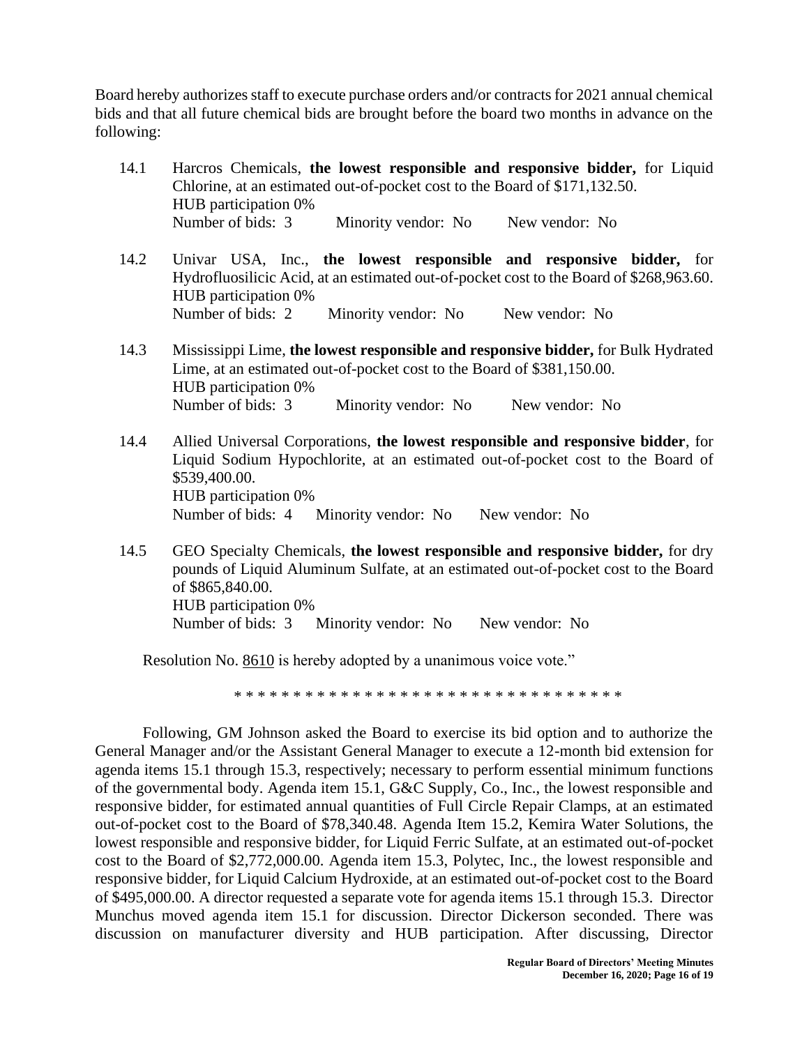Board hereby authorizes staff to execute purchase orders and/or contracts for 2021 annual chemical bids and that all future chemical bids are brought before the board two months in advance on the following:

14.1 Harcros Chemicals, **the lowest responsible and responsive bidder,** for Liquid Chlorine, at an estimated out-of-pocket cost to the Board of $171,132.50.
HUB participation 0%
Number of bids: 3 Minority vendor: No New vendor: No

14.2 Univar USA, Inc., **the lowest responsible and responsive bidder,** for Hydrofluosilicic Acid, at an estimated out-of-pocket cost to the Board of $268,963.60.
HUB participation 0%
Number of bids: 2 Minority vendor: No New vendor: No

14.3 Mississippi Lime, **the lowest responsible and responsive bidder,** for Bulk Hydrated Lime, at an estimated out-of-pocket cost to the Board of $381,150.00.
HUB participation 0%
Number of bids: 3 Minority vendor: No New vendor: No

14.4 Allied Universal Corporations, **the lowest responsible and responsive bidder**, for Liquid Sodium Hypochlorite, at an estimated out-of-pocket cost to the Board of $539,400.00.
HUB participation 0%
Number of bids: 4 Minority vendor: No New vendor: No

14.5 GEO Specialty Chemicals, **the lowest responsible and responsive bidder,** for dry pounds of Liquid Aluminum Sulfate, at an estimated out-of-pocket cost to the Board of $865,840.00.
HUB participation 0%
Number of bids: 3 Minority vendor: No New vendor: No

Resolution No. <u>8610</u> is hereby adopted by a unanimous voice vote."

* * * * * * * * * * * * * * * * * * * * * * * * * * * * * * * * *

Following, GM Johnson asked the Board to exercise its bid option and to authorize the General Manager and/or the Assistant General Manager to execute a 12-month bid extension for agenda items 15.1 through 15.3, respectively; necessary to perform essential minimum functions of the governmental body. Agenda item 15.1, G&C Supply, Co., Inc., the lowest responsible and responsive bidder, for estimated annual quantities of Full Circle Repair Clamps, at an estimated out-of-pocket cost to the Board of $78,340.48. Agenda Item 15.2, Kemira Water Solutions, the lowest responsible and responsive bidder, for Liquid Ferric Sulfate, at an estimated out-of-pocket cost to the Board of $2,772,000.00. Agenda item 15.3, Polytec, Inc., the lowest responsible and responsive bidder, for Liquid Calcium Hydroxide, at an estimated out-of-pocket cost to the Board of $495,000.00. A director requested a separate vote for agenda items 15.1 through 15.3. Director Munchus moved agenda item 15.1 for discussion. Director Dickerson seconded. There was discussion on manufacturer diversity and HUB participation. After discussing, Director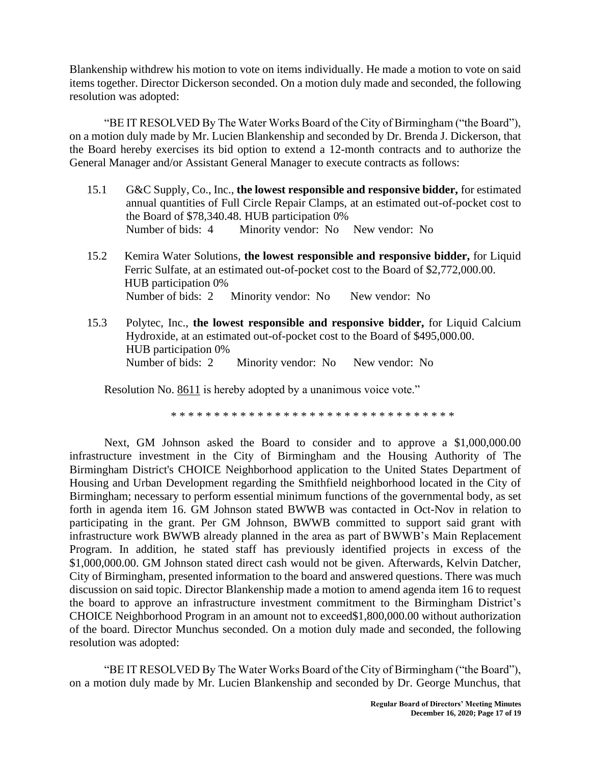Blankenship withdrew his motion to vote on items individually. He made a motion to vote on said items together. Director Dickerson seconded. On a motion duly made and seconded, the following resolution was adopted:

"BE IT RESOLVED By The Water Works Board of the City of Birmingham ("the Board"), on a motion duly made by Mr. Lucien Blankenship and seconded by Dr. Brenda J. Dickerson, that the Board hereby exercises its bid option to extend a 12-month contracts and to authorize the General Manager and/or Assistant General Manager to execute contracts as follows:

15.1 G&C Supply, Co., Inc., **the lowest responsible and responsive bidder,** for estimated annual quantities of Full Circle Repair Clamps, at an estimated out-of-pocket cost to the Board of $78,340.48. HUB participation 0%
Number of bids: 4 Minority vendor: No New vendor: No

15.2 Kemira Water Solutions, **the lowest responsible and responsive bidder,** for Liquid Ferric Sulfate, at an estimated out-of-pocket cost to the Board of $2,772,000.00. HUB participation 0%
Number of bids: 2 Minority vendor: No New vendor: No

15.3 Polytec, Inc., **the lowest responsible and responsive bidder,** for Liquid Calcium Hydroxide, at an estimated out-of-pocket cost to the Board of $495,000.00. HUB participation 0%
Number of bids: 2 Minority vendor: No New vendor: No

Resolution No. 8611 is hereby adopted by a unanimous voice vote."

\* \* \* \* \* \* \* \* \* \* \* \* \* \* \* \* \* \* \* \* \* \* \* \* \* \* \* \* \* \* \* \* \* \*

Next, GM Johnson asked the Board to consider and to approve a $1,000,000.00 infrastructure investment in the City of Birmingham and the Housing Authority of The Birmingham District's CHOICE Neighborhood application to the United States Department of Housing and Urban Development regarding the Smithfield neighborhood located in the City of Birmingham; necessary to perform essential minimum functions of the governmental body, as set forth in agenda item 16. GM Johnson stated BWWB was contacted in Oct-Nov in relation to participating in the grant. Per GM Johnson, BWWB committed to support said grant with infrastructure work BWWB already planned in the area as part of BWWB's Main Replacement Program. In addition, he stated staff has previously identified projects in excess of the $1,000,000.00. GM Johnson stated direct cash would not be given. Afterwards, Kelvin Datcher, City of Birmingham, presented information to the board and answered questions. There was much discussion on said topic. Director Blankenship made a motion to amend agenda item 16 to request the board to approve an infrastructure investment commitment to the Birmingham District's CHOICE Neighborhood Program in an amount not to exceed$1,800,000.00 without authorization of the board. Director Munchus seconded. On a motion duly made and seconded, the following resolution was adopted:

"BE IT RESOLVED By The Water Works Board of the City of Birmingham ("the Board"), on a motion duly made by Mr. Lucien Blankenship and seconded by Dr. George Munchus, that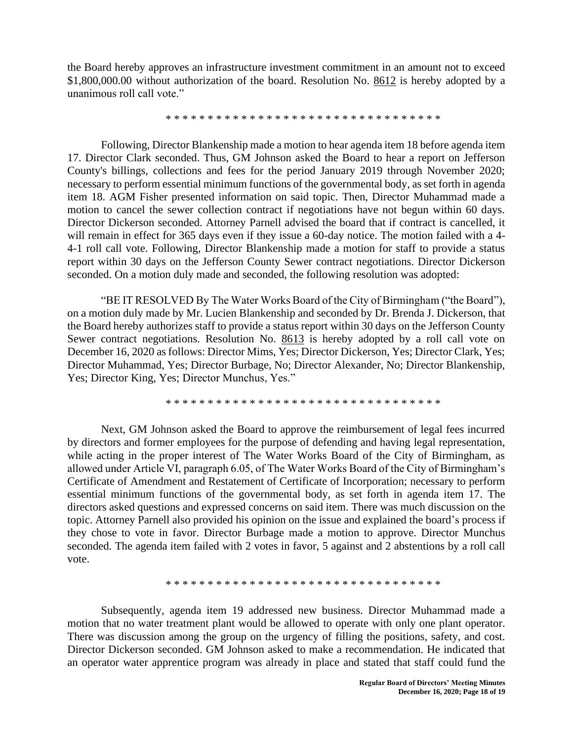the Board hereby approves an infrastructure investment commitment in an amount not to exceed $1,800,000.00 without authorization of the board. Resolution No. 8612 is hereby adopted by a unanimous roll call vote."

\* \* \* \* \* \* \* \* \* \* \* \* \* \* \* \* \* \* \* \* \* \* \* \* \* \* \* \* \* \* \* \* \* \*

Following, Director Blankenship made a motion to hear agenda item 18 before agenda item 17. Director Clark seconded. Thus, GM Johnson asked the Board to hear a report on Jefferson County's billings, collections and fees for the period January 2019 through November 2020; necessary to perform essential minimum functions of the governmental body, as set forth in agenda item 18. AGM Fisher presented information on said topic. Then, Director Muhammad made a motion to cancel the sewer collection contract if negotiations have not begun within 60 days. Director Dickerson seconded. Attorney Parnell advised the board that if contract is cancelled, it will remain in effect for 365 days even if they issue a 60-day notice. The motion failed with a 4-4-1 roll call vote. Following, Director Blankenship made a motion for staff to provide a status report within 30 days on the Jefferson County Sewer contract negotiations. Director Dickerson seconded. On a motion duly made and seconded, the following resolution was adopted:

"BE IT RESOLVED By The Water Works Board of the City of Birmingham ("the Board"), on a motion duly made by Mr. Lucien Blankenship and seconded by Dr. Brenda J. Dickerson, that the Board hereby authorizes staff to provide a status report within 30 days on the Jefferson County Sewer contract negotiations. Resolution No. 8613 is hereby adopted by a roll call vote on December 16, 2020 as follows: Director Mims, Yes; Director Dickerson, Yes; Director Clark, Yes; Director Muhammad, Yes; Director Burbage, No; Director Alexander, No; Director Blankenship, Yes; Director King, Yes; Director Munchus, Yes."

\* \* \* \* \* \* \* \* \* \* \* \* \* \* \* \* \* \* \* \* \* \* \* \* \* \* \* \* \* \* \* \* \* \*

Next, GM Johnson asked the Board to approve the reimbursement of legal fees incurred by directors and former employees for the purpose of defending and having legal representation, while acting in the proper interest of The Water Works Board of the City of Birmingham, as allowed under Article VI, paragraph 6.05, of The Water Works Board of the City of Birmingham's Certificate of Amendment and Restatement of Certificate of Incorporation; necessary to perform essential minimum functions of the governmental body, as set forth in agenda item 17. The directors asked questions and expressed concerns on said item. There was much discussion on the topic. Attorney Parnell also provided his opinion on the issue and explained the board's process if they chose to vote in favor. Director Burbage made a motion to approve. Director Munchus seconded. The agenda item failed with 2 votes in favor, 5 against and 2 abstentions by a roll call vote.

\* \* \* \* \* \* \* \* \* \* \* \* \* \* \* \* \* \* \* \* \* \* \* \* \* \* \* \* \* \* \* \* \* \*

Subsequently, agenda item 19 addressed new business. Director Muhammad made a motion that no water treatment plant would be allowed to operate with only one plant operator. There was discussion among the group on the urgency of filling the positions, safety, and cost. Director Dickerson seconded. GM Johnson asked to make a recommendation. He indicated that an operator water apprentice program was already in place and stated that staff could fund the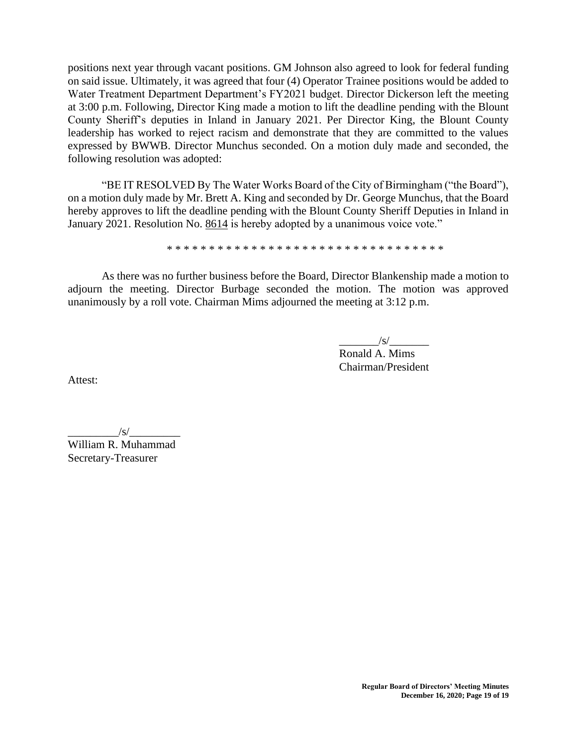positions next year through vacant positions. GM Johnson also agreed to look for federal funding on said issue. Ultimately, it was agreed that four (4) Operator Trainee positions would be added to Water Treatment Department Department's FY2021 budget. Director Dickerson left the meeting at 3:00 p.m. Following, Director King made a motion to lift the deadline pending with the Blount County Sheriff's deputies in Inland in January 2021. Per Director King, the Blount County leadership has worked to reject racism and demonstrate that they are committed to the values expressed by BWWB. Director Munchus seconded. On a motion duly made and seconded, the following resolution was adopted:

"BE IT RESOLVED By The Water Works Board of the City of Birmingham ("the Board"), on a motion duly made by Mr. Brett A. King and seconded by Dr. George Munchus, that the Board hereby approves to lift the deadline pending with the Blount County Sheriff Deputies in Inland in January 2021. Resolution No. 8614 is hereby adopted by a unanimous voice vote."

* * * * * * * * * * * * * * * * * * * * * * * * * * * * * * * * * *

As there was no further business before the Board, Director Blankenship made a motion to adjourn the meeting. Director Burbage seconded the motion. The motion was approved unanimously by a roll vote. Chairman Mims adjourned the meeting at 3:12 p.m.

_______/s/_______
Ronald A. Mims
Chairman/President

Attest:

_________/s/_________
William R. Muhammad
Secretary-Treasurer